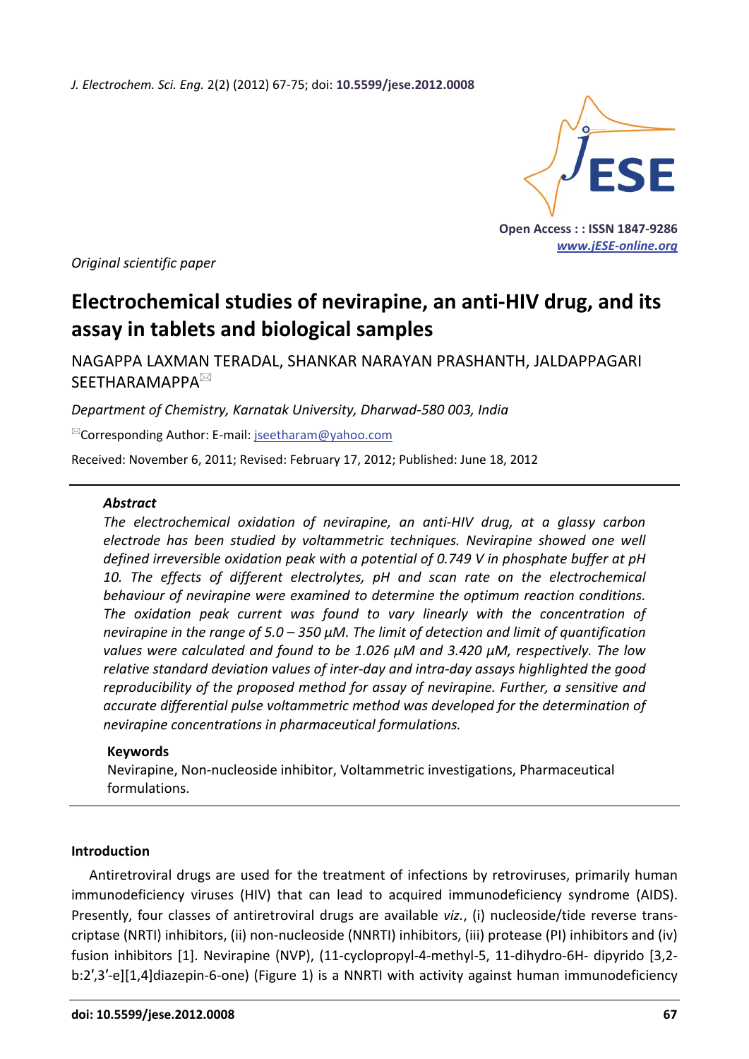*Original scientific paper*

# Electrochemical studies of nevirapine, an anti-HIV drug, and its assay in tablets and biological samples

NAGAPPA LAXMAN TERADAL, SHANKAR NARAYAN PRASHANTH, JALDAPPAGARI SEETHARAMAPPA✉

*Department of Chemistry, Karnatak University, Dharwad-580 003, India*

✉Corresponding Author: E-mail: jseetharam@yahoo.com

Received: November 6, 2011; Revised: February 17, 2012; Published: June 18, 2012

### Abstract

*The electrochemical oxidation of nevirapine, an anti-HIV drug, at a glassy carbon electrode has been studied by voltammetric techniques. Nevirapine showed one well defined irreversible oxidation peak with a potential of 0.749 V in phosphate buffer at pH 10. The effects of different electrolytes, pH and scan rate on the electrochemical behaviour of nevirapine were examined to determine the optimum reaction conditions. The oxidation peak current was found to vary linearly with the concentration of nevirapine in the range of 5.0 – 350 µM. The limit of detection and limit of quantification values were calculated and found to be 1.026 µM and 3.420 µM, respectively. The low relative standard deviation values of inter-day and intra-day assays highlighted the good reproducibility of the proposed method for assay of nevirapine. Further, a sensitive and accurate differential pulse voltammetric method was developed for the determination of nevirapine concentrations in pharmaceutical formulations.*

### Keywords

Nevirapine, Non-nucleoside inhibitor, Voltammetric investigations, Pharmaceutical formulations.

## Introduction

Antiretroviral drugs are used for the treatment of infections by retroviruses, primarily human immunodeficiency viruses (HIV) that can lead to acquired immunodeficiency syndrome (AIDS). Presently, four classes of antiretroviral drugs are available *viz.*, (i) nucleoside/tide reverse transcriptase (NRTI) inhibitors, (ii) non-nucleoside (NNRTI) inhibitors, (iii) protease (PI) inhibitors and (iv) fusion inhibitors [1]. Nevirapine (NVP), (11-cyclopropyl-4-methyl-5, 11-dihydro-6H- dipyrido [3,2-b:2′,3′-e][1,4]diazepin-6-one) (Figure 1) is a NNRTI with activity against human immunodeficiency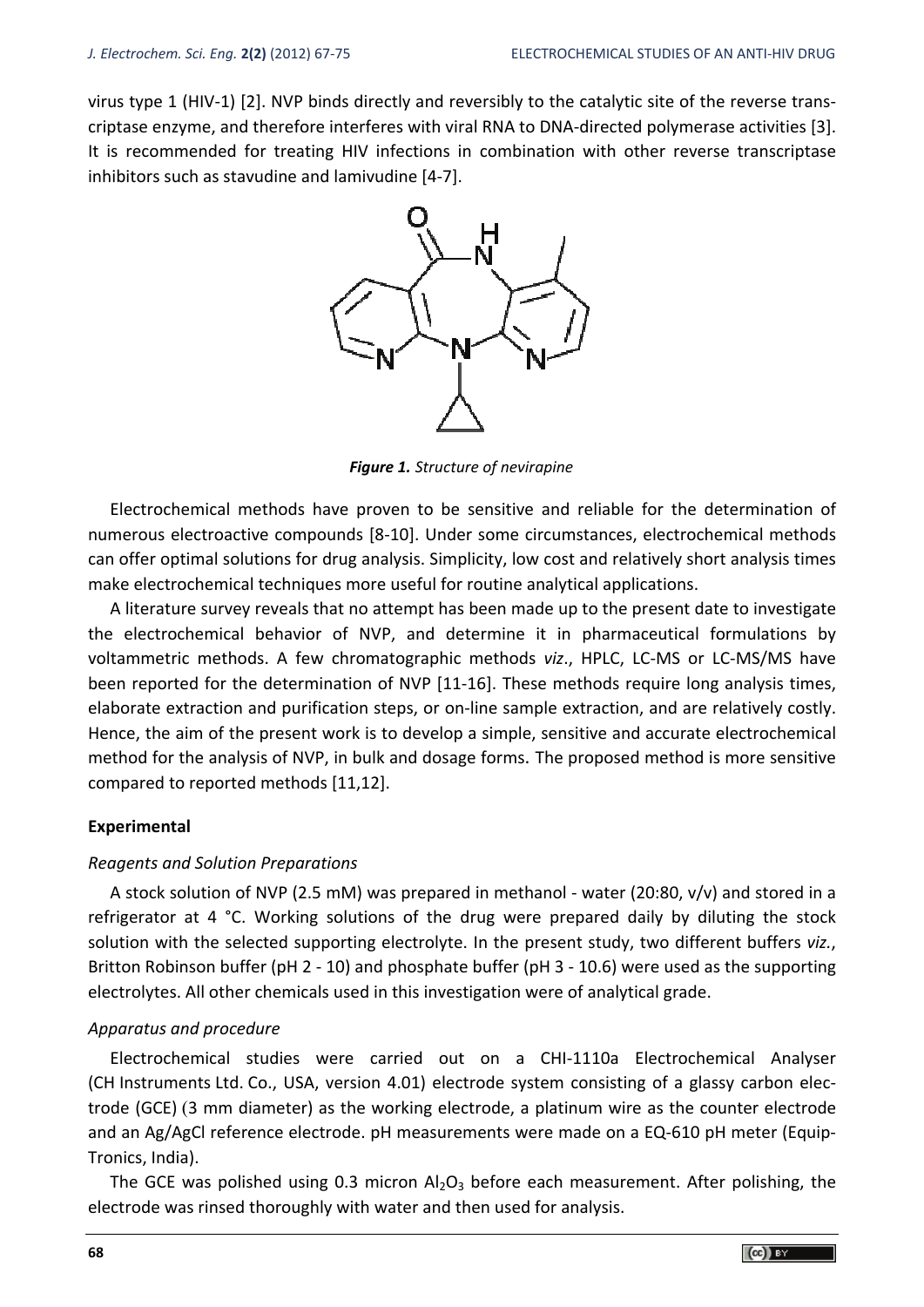virus type 1 (HIV-1) [2]. NVP binds directly and reversibly to the catalytic site of the reverse transcriptase enzyme, and therefore interferes with viral RNA to DNA-directed polymerase activities [3]. It is recommended for treating HIV infections in combination with other reverse transcriptase inhibitors such as stavudine and lamivudine [4-7].

***Figure 1.*** *Structure of nevirapine*

Electrochemical methods have proven to be sensitive and reliable for the determination of numerous electroactive compounds [8-10]. Under some circumstances, electrochemical methods can offer optimal solutions for drug analysis. Simplicity, low cost and relatively short analysis times make electrochemical techniques more useful for routine analytical applications.

A literature survey reveals that no attempt has been made up to the present date to investigate the electrochemical behavior of NVP, and determine it in pharmaceutical formulations by voltammetric methods. A few chromatographic methods *viz*., HPLC, LC-MS or LC-MS/MS have been reported for the determination of NVP [11-16]. These methods require long analysis times, elaborate extraction and purification steps, or on-line sample extraction, and are relatively costly. Hence, the aim of the present work is to develop a simple, sensitive and accurate electrochemical method for the analysis of NVP, in bulk and dosage forms. The proposed method is more sensitive compared to reported methods [11,12].

## Experimental

### *Reagents and Solution Preparations*

A stock solution of NVP (2.5 mM) was prepared in methanol - water (20:80, v/v) and stored in a refrigerator at 4 °C. Working solutions of the drug were prepared daily by diluting the stock solution with the selected supporting electrolyte. In the present study, two different buffers *viz*., Britton Robinson buffer (pH 2 - 10) and phosphate buffer (pH 3 - 10.6) were used as the supporting electrolytes. All other chemicals used in this investigation were of analytical grade.

### *Apparatus and procedure*

Electrochemical studies were carried out on a CHI-1110a Electrochemical Analyser (CH Instruments Ltd. Co., USA, version 4.01) electrode system consisting of a glassy carbon electrode (GCE) (3 mm diameter) as the working electrode, a platinum wire as the counter electrode and an Ag/AgCl reference electrode. pH measurements were made on a EQ-610 pH meter (Equip-Tronics, India).

The GCE was polished using 0.3 micron $Al_2O_3$ before each measurement. After polishing, the electrode was rinsed thoroughly with water and then used for analysis.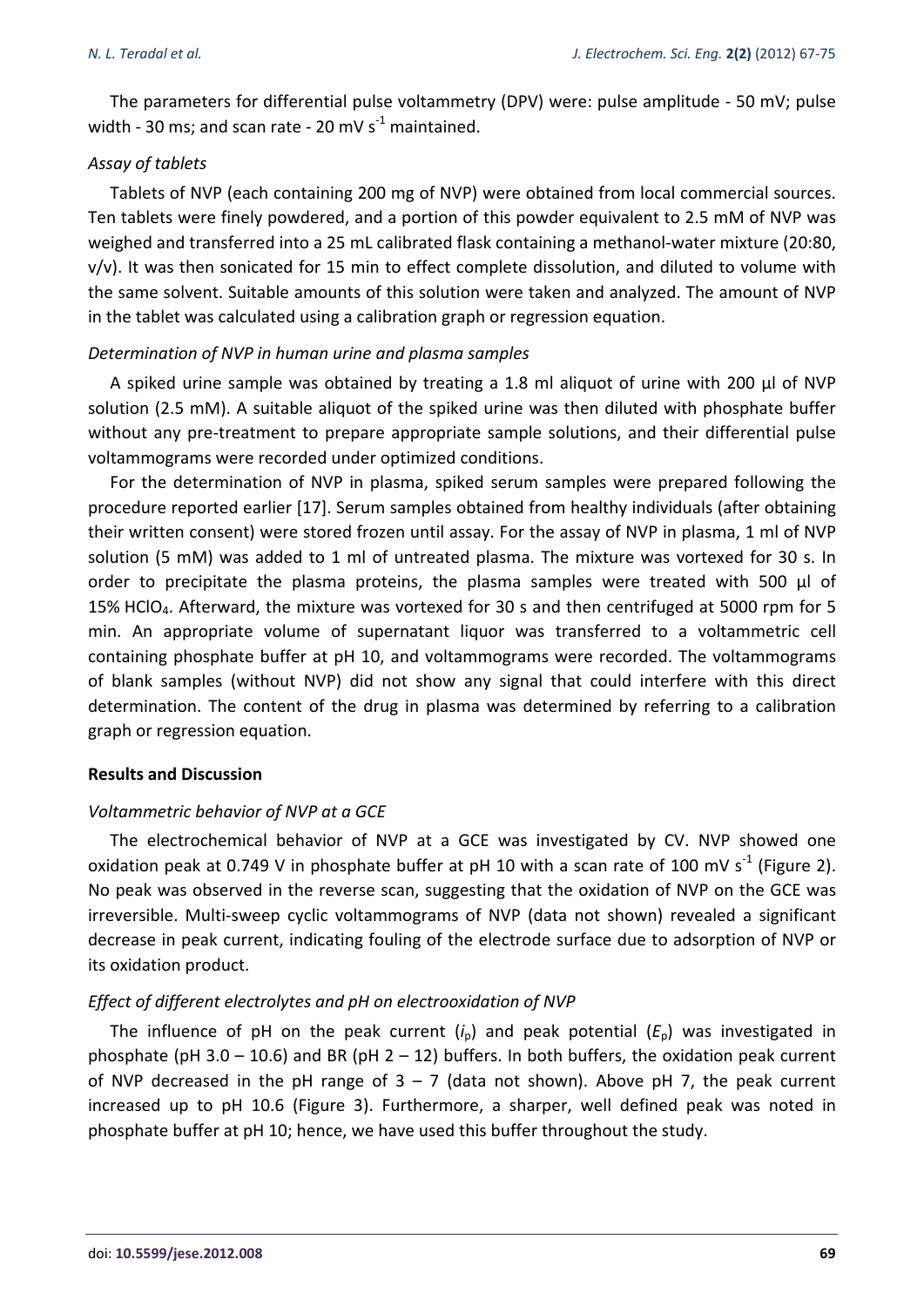The parameters for differential pulse voltammetry (DPV) were: pulse amplitude - 50 mV; pulse width - 30 ms; and scan rate - 20 mV $s^{-1}$ maintained.

### *Assay of tablets*

Tablets of NVP (each containing 200 mg of NVP) were obtained from local commercial sources. Ten tablets were finely powdered, and a portion of this powder equivalent to 2.5 mM of NVP was weighed and transferred into a 25 mL calibrated flask containing a methanol-water mixture (20:80, v/v). It was then sonicated for 15 min to effect complete dissolution, and diluted to volume with the same solvent. Suitable amounts of this solution were taken and analyzed. The amount of NVP in the tablet was calculated using a calibration graph or regression equation.

### *Determination of NVP in human urine and plasma samples*

A spiked urine sample was obtained by treating a 1.8 ml aliquot of urine with 200 µl of NVP solution (2.5 mM). A suitable aliquot of the spiked urine was then diluted with phosphate buffer without any pre-treatment to prepare appropriate sample solutions, and their differential pulse voltammograms were recorded under optimized conditions.

For the determination of NVP in plasma, spiked serum samples were prepared following the procedure reported earlier [17]. Serum samples obtained from healthy individuals (after obtaining their written consent) were stored frozen until assay. For the assay of NVP in plasma, 1 ml of NVP solution (5 mM) was added to 1 ml of untreated plasma. The mixture was vortexed for 30 s. In order to precipitate the plasma proteins, the plasma samples were treated with 500 µl of 15% $HClO_4$. Afterward, the mixture was vortexed for 30 s and then centrifuged at 5000 rpm for 5 min. An appropriate volume of supernatant liquor was transferred to a voltammetric cell containing phosphate buffer at pH 10, and voltammograms were recorded. The voltammograms of blank samples (without NVP) did not show any signal that could interfere with this direct determination. The content of the drug in plasma was determined by referring to a calibration graph or regression equation.

## Results and Discussion

### *Voltammetric behavior of NVP at a GCE*

The electrochemical behavior of NVP at a GCE was investigated by CV. NVP showed one oxidation peak at 0.749 V in phosphate buffer at pH 10 with a scan rate of 100 mV $s^{-1}$ (Figure 2). No peak was observed in the reverse scan, suggesting that the oxidation of NVP on the GCE was irreversible. Multi-sweep cyclic voltammograms of NVP (data not shown) revealed a significant decrease in peak current, indicating fouling of the electrode surface due to adsorption of NVP or its oxidation product.

### *Effect of different electrolytes and pH on electrooxidation of NVP*

The influence of pH on the peak current ($i_p$) and peak potential ($E_p$) was investigated in phosphate (pH 3.0 – 10.6) and BR (pH 2 – 12) buffers. In both buffers, the oxidation peak current of NVP decreased in the pH range of 3 – 7 (data not shown). Above pH 7, the peak current increased up to pH 10.6 (Figure 3). Furthermore, a sharper, well defined peak was noted in phosphate buffer at pH 10; hence, we have used this buffer throughout the study.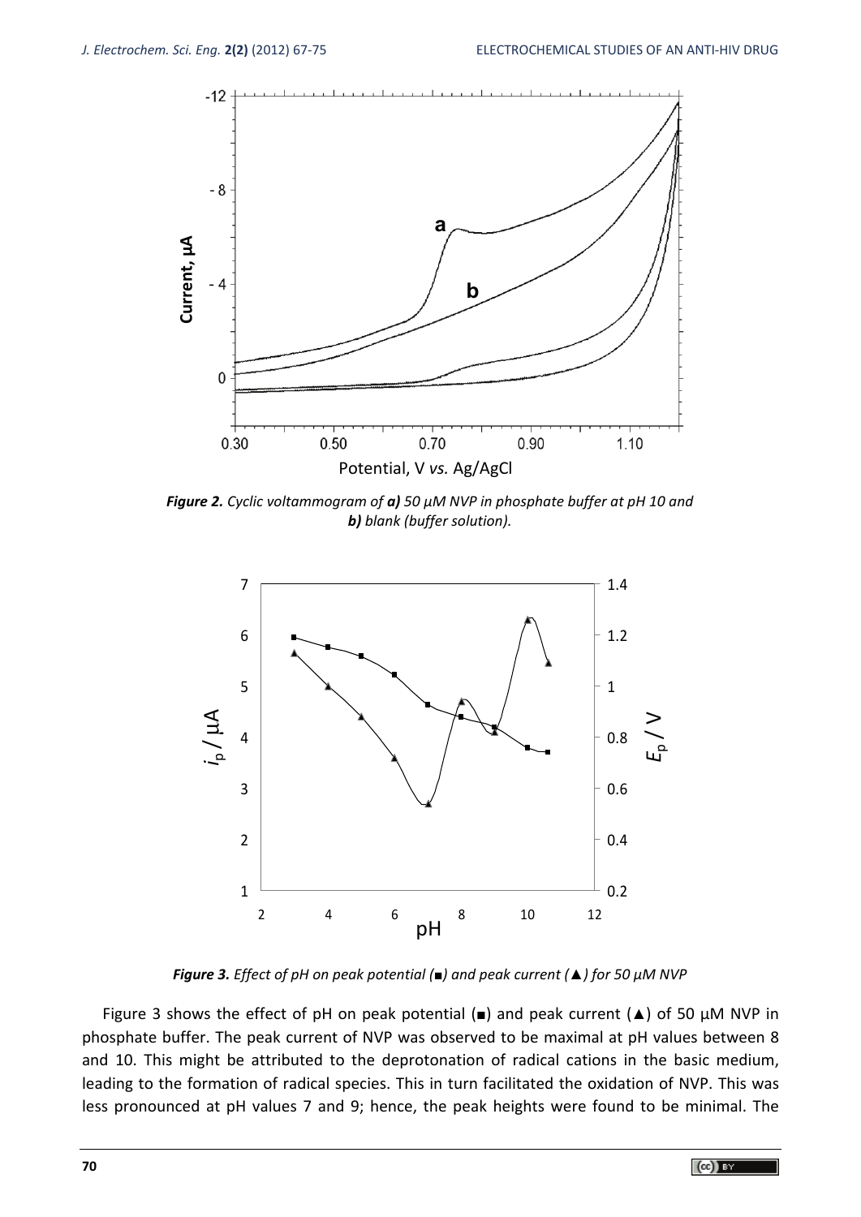*Figure 2. Cyclic voltammogram of **a)** 50 µM NVP in phosphate buffer at pH 10 and **b)** blank (buffer solution).*

*Figure 3. Effect of pH on peak potential (■) and peak current (▲) for 50 µM NVP*

Figure 3 shows the effect of pH on peak potential (■) and peak current (▲) of 50 µM NVP in phosphate buffer. The peak current of NVP was observed to be maximal at pH values between 8 and 10. This might be attributed to the deprotonation of radical cations in the basic medium, leading to the formation of radical species. This in turn facilitated the oxidation of NVP. This was less pronounced at pH values 7 and 9; hence, the peak heights were found to be minimal. The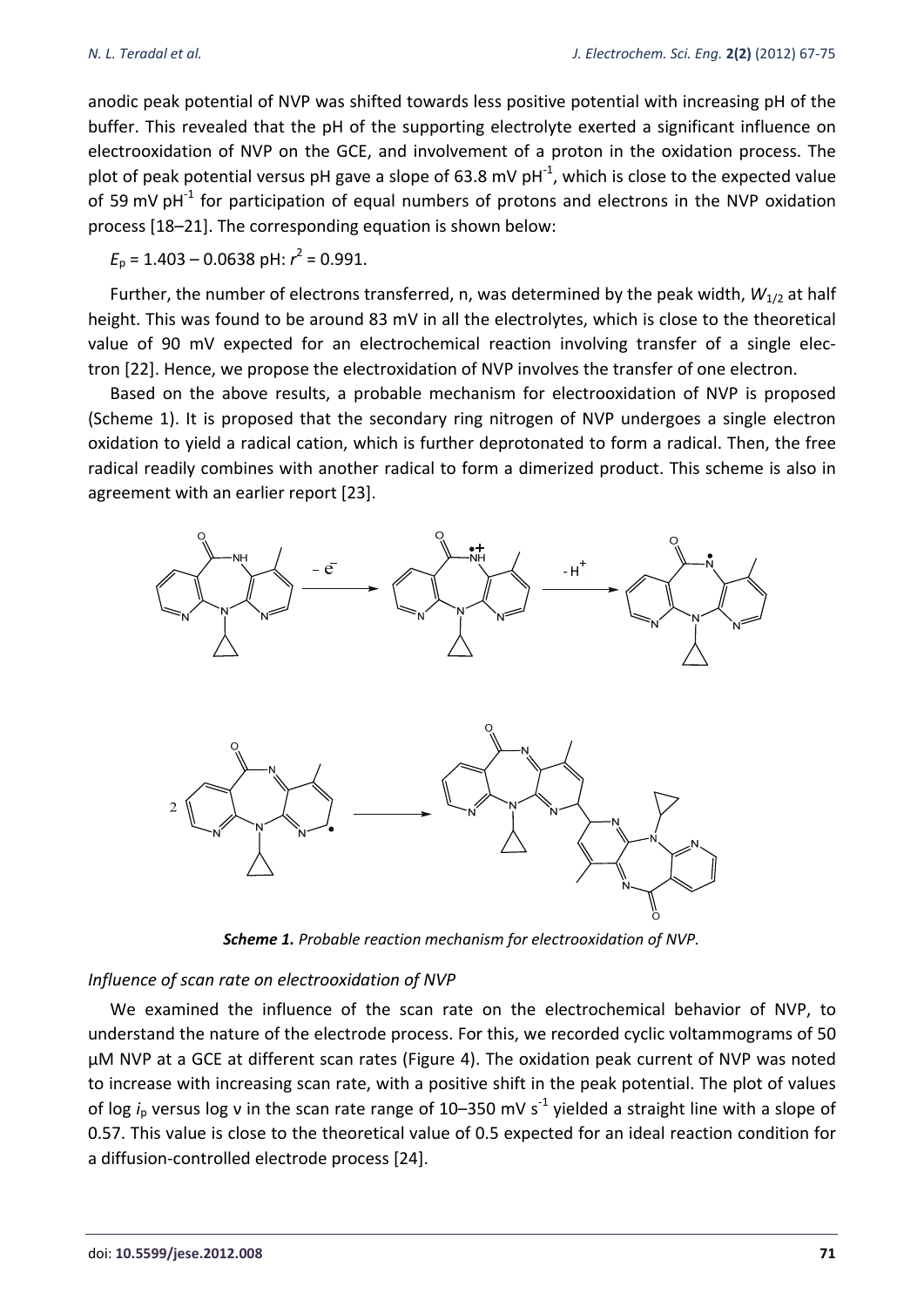anodic peak potential of NVP was shifted towards less positive potential with increasing pH of the buffer. This revealed that the pH of the supporting electrolyte exerted a significant influence on electrooxidation of NVP on the GCE, and involvement of a proton in the oxidation process. The plot of peak potential versus pH gave a slope of 63.8 mV $pH^{-1}$, which is close to the expected value of 59 mV $pH^{-1}$ for participation of equal numbers of protons and electrons in the NVP oxidation process [18–21]. The corresponding equation is shown below:

$E_p$ = 1.403 – 0.0638 pH: $r^2$ = 0.991.

Further, the number of electrons transferred, n, was determined by the peak width, $W_{1/2}$ at half height. This was found to be around 83 mV in all the electrolytes, which is close to the theoretical value of 90 mV expected for an electrochemical reaction involving transfer of a single electron [22]. Hence, we propose the electroxidation of NVP involves the transfer of one electron.

Based on the above results, a probable mechanism for electrooxidation of NVP is proposed (Scheme 1). It is proposed that the secondary ring nitrogen of NVP undergoes a single electron oxidation to yield a radical cation, which is further deprotonated to form a radical. Then, the free radical readily combines with another radical to form a dimerized product. This scheme is also in agreement with an earlier report [23].

***Scheme 1.*** *Probable reaction mechanism for electrooxidation of NVP.*

*Influence of scan rate on electrooxidation of NVP*

We examined the influence of the scan rate on the electrochemical behavior of NVP, to understand the nature of the electrode process. For this, we recorded cyclic voltammograms of 50 µM NVP at a GCE at different scan rates (Figure 4). The oxidation peak current of NVP was noted to increase with increasing scan rate, with a positive shift in the peak potential. The plot of values of log $i_p$ versus log ν in the scan rate range of 10–350 mV $s^{-1}$ yielded a straight line with a slope of 0.57. This value is close to the theoretical value of 0.5 expected for an ideal reaction condition for a diffusion-controlled electrode process [24].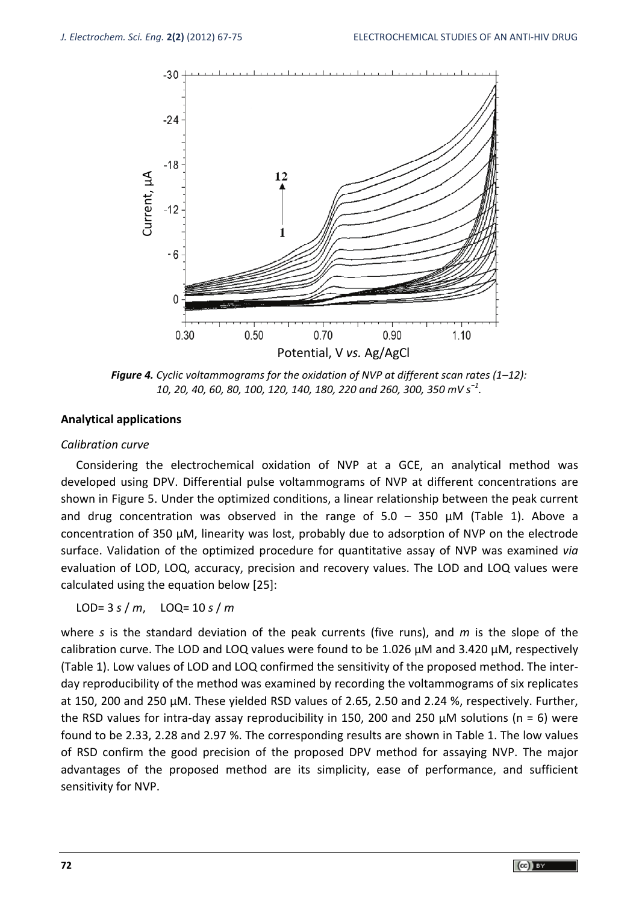*Figure 4. Cyclic voltammograms for the oxidation of NVP at different scan rates (1–12): 10, 20, 40, 60, 80, 100, 120, 140, 180, 220 and 260, 300, 350 mV s$^{-1}$.*

### Analytical applications

*Calibration curve*

Considering the electrochemical oxidation of NVP at a GCE, an analytical method was developed using DPV. Differential pulse voltammograms of NVP at different concentrations are shown in Figure 5. Under the optimized conditions, a linear relationship between the peak current and drug concentration was observed in the range of 5.0 – 350 µM (Table 1). Above a concentration of 350 µM, linearity was lost, probably due to adsorption of NVP on the electrode surface. Validation of the optimized procedure for quantitative assay of NVP was examined *via* evaluation of LOD, LOQ, accuracy, precision and recovery values. The LOD and LOQ values were calculated using the equation below [25]:

$$\text{LOD} = 3\,s\,/\,m, \quad \text{LOQ} = 10\,s\,/\,m$$

where $s$ is the standard deviation of the peak currents (five runs), and $m$ is the slope of the calibration curve. The LOD and LOQ values were found to be 1.026 µM and 3.420 µM, respectively (Table 1). Low values of LOD and LOQ confirmed the sensitivity of the proposed method. The inter-day reproducibility of the method was examined by recording the voltammograms of six replicates at 150, 200 and 250 µM. These yielded RSD values of 2.65, 2.50 and 2.24 %, respectively. Further, the RSD values for intra-day assay reproducibility in 150, 200 and 250 µM solutions ($n = 6$) were found to be 2.33, 2.28 and 2.97 %. The corresponding results are shown in Table 1. The low values of RSD confirm the good precision of the proposed DPV method for assaying NVP. The major advantages of the proposed method are its simplicity, ease of performance, and sufficient sensitivity for NVP.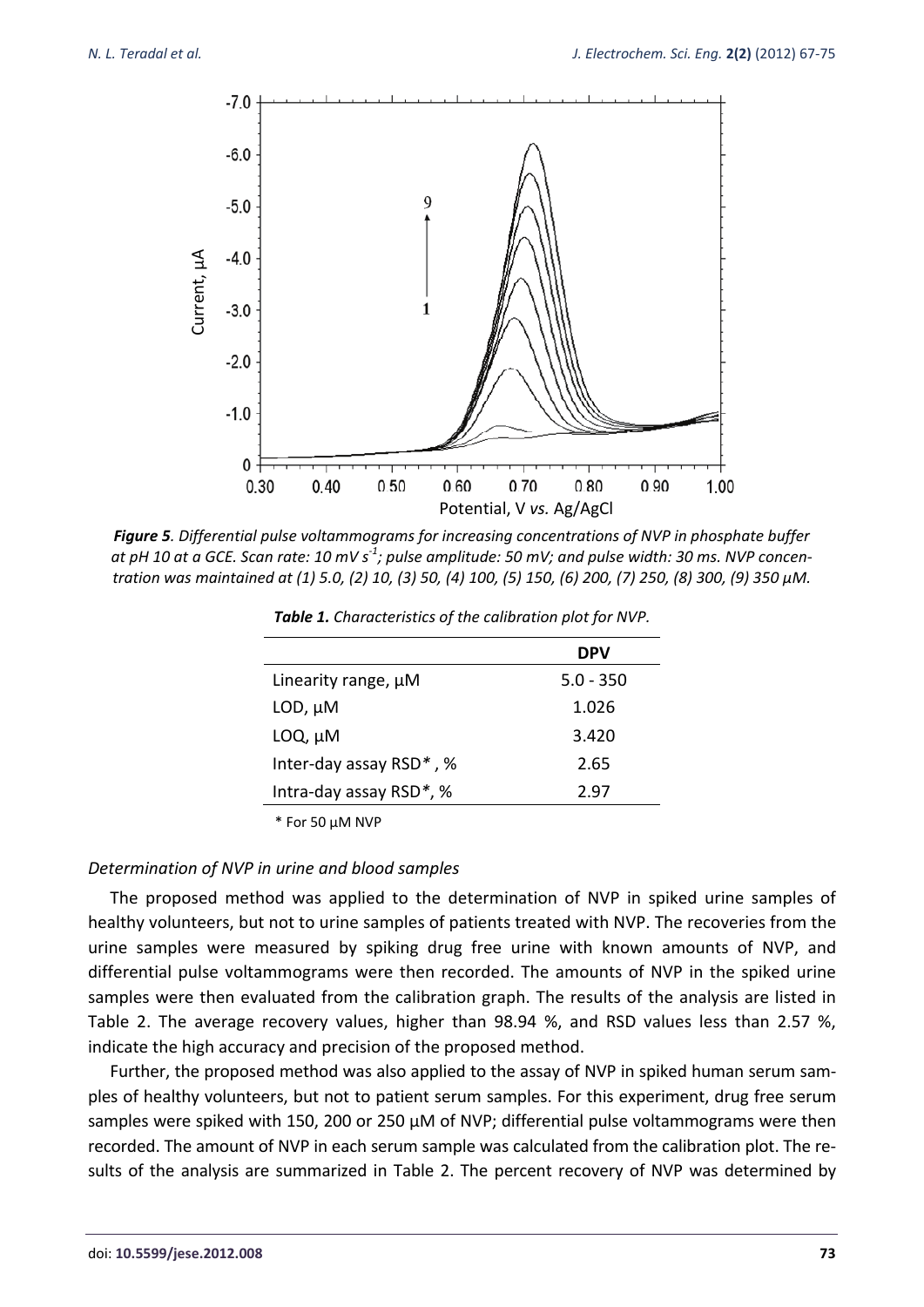*Figure 5. Differential pulse voltammograms for increasing concentrations of NVP in phosphate buffer at pH 10 at a GCE. Scan rate: 10 mV s$^{-1}$; pulse amplitude: 50 mV; and pulse width: 30 ms. NVP concentration was maintained at (1) 5.0, (2) 10, (3) 50, (4) 100, (5) 150, (6) 200, (7) 250, (8) 300, (9) 350 µM.*

*Table 1. Characteristics of the calibration plot for NVP.*

| | DPV |
|---|---|
| Linearity range, µM | 5.0 - 350 |
| LOD, µM | 1.026 |
| LOQ, µM | 3.420 |
| Inter-day assay RSD* , % | 2.65 |
| Intra-day assay RSD*, % | 2.97 |

\* For 50 µM NVP

### *Determination of NVP in urine and blood samples*

The proposed method was applied to the determination of NVP in spiked urine samples of healthy volunteers, but not to urine samples of patients treated with NVP. The recoveries from the urine samples were measured by spiking drug free urine with known amounts of NVP, and differential pulse voltammograms were then recorded. The amounts of NVP in the spiked urine samples were then evaluated from the calibration graph. The results of the analysis are listed in Table 2. The average recovery values, higher than 98.94 %, and RSD values less than 2.57 %, indicate the high accuracy and precision of the proposed method.

Further, the proposed method was also applied to the assay of NVP in spiked human serum samples of healthy volunteers, but not to patient serum samples. For this experiment, drug free serum samples were spiked with 150, 200 or 250 µM of NVP; differential pulse voltammograms were then recorded. The amount of NVP in each serum sample was calculated from the calibration plot. The results of the analysis are summarized in Table 2. The percent recovery of NVP was determined by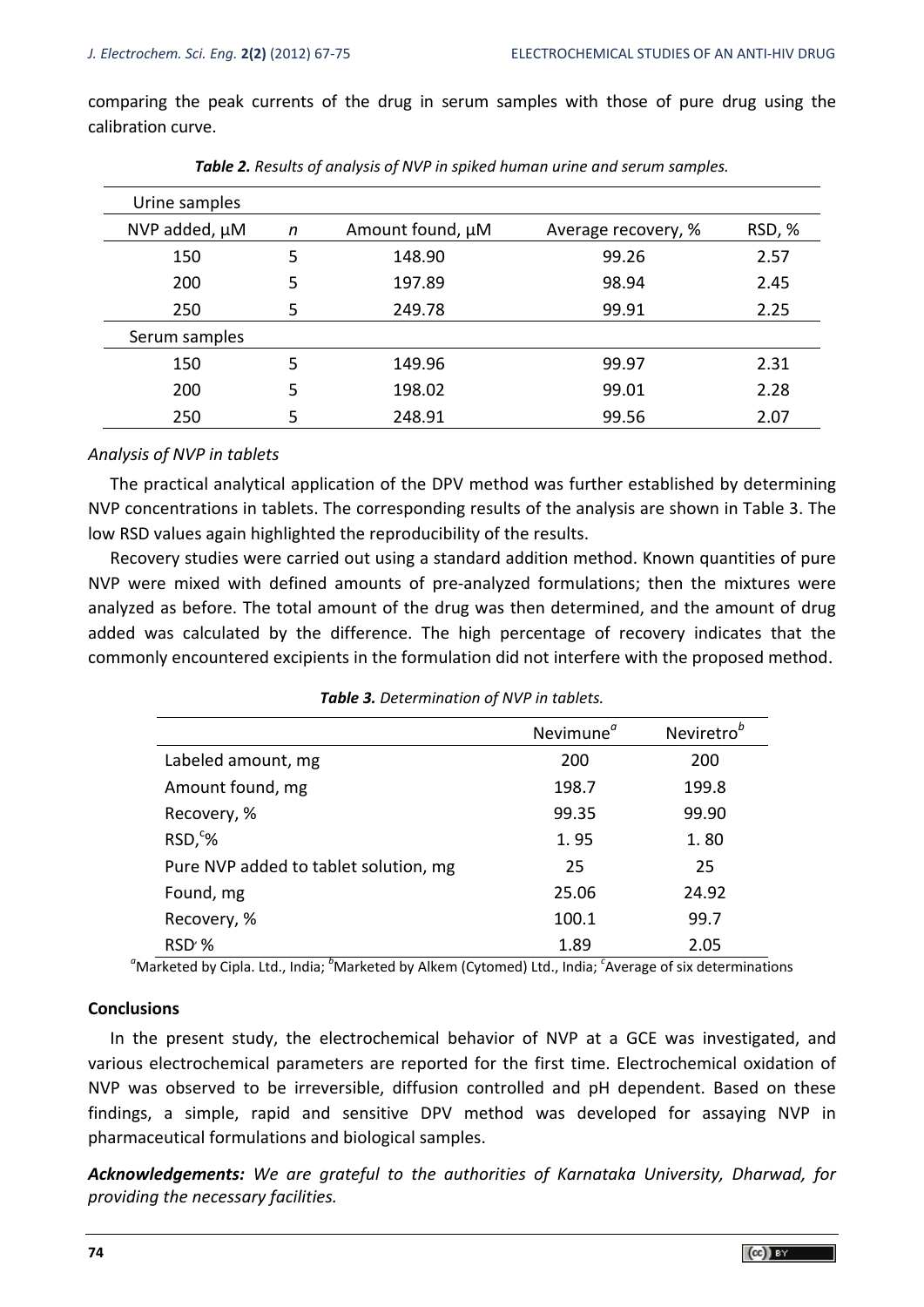comparing the peak currents of the drug in serum samples with those of pure drug using the calibration curve.

***Table 2.*** *Results of analysis of NVP in spiked human urine and serum samples.*

| Urine samples | | | | |
|---|---|---|---|---|
| NVP added, μM | *n* | Amount found, μM | Average recovery, % | RSD, % |
| 150 | 5 | 148.90 | 99.26 | 2.57 |
| 200 | 5 | 197.89 | 98.94 | 2.45 |
| 250 | 5 | 249.78 | 99.91 | 2.25 |
| Serum samples | | | | |
| 150 | 5 | 149.96 | 99.97 | 2.31 |
| 200 | 5 | 198.02 | 99.01 | 2.28 |
| 250 | 5 | 248.91 | 99.56 | 2.07 |

*Analysis of NVP in tablets*

The practical analytical application of the DPV method was further established by determining NVP concentrations in tablets. The corresponding results of the analysis are shown in Table 3. The low RSD values again highlighted the reproducibility of the results.

Recovery studies were carried out using a standard addition method. Known quantities of pure NVP were mixed with defined amounts of pre-analyzed formulations; then the mixtures were analyzed as before. The total amount of the drug was then determined, and the amount of drug added was calculated by the difference. The high percentage of recovery indicates that the commonly encountered excipients in the formulation did not interfere with the proposed method.

***Table 3.*** *Determination of NVP in tablets.*

| | Nevimune[a] | Neviretro[b] |
|---|---|---|
| Labeled amount, mg | 200 | 200 |
| Amount found, mg | 198.7 | 199.8 |
| Recovery, % | 99.35 | 99.90 |
| RSD,[c]% | 1. 95 | 1. 80 |
| Pure NVP added to tablet solution, mg | 25 | 25 |
| Found, mg | 25.06 | 24.92 |
| Recovery, % | 100.1 | 99.7 |
| RSD[c] % | 1.89 | 2.05 |

[a]Marketed by Cipla. Ltd., India; [b]Marketed by Alkem (Cytomed) Ltd., India; [c]Average of six determinations

**Conclusions**

In the present study, the electrochemical behavior of NVP at a GCE was investigated, and various electrochemical parameters are reported for the first time. Electrochemical oxidation of NVP was observed to be irreversible, diffusion controlled and pH dependent. Based on these findings, a simple, rapid and sensitive DPV method was developed for assaying NVP in pharmaceutical formulations and biological samples.

***Acknowledgements:*** *We are grateful to the authorities of Karnataka University, Dharwad, for providing the necessary facilities.*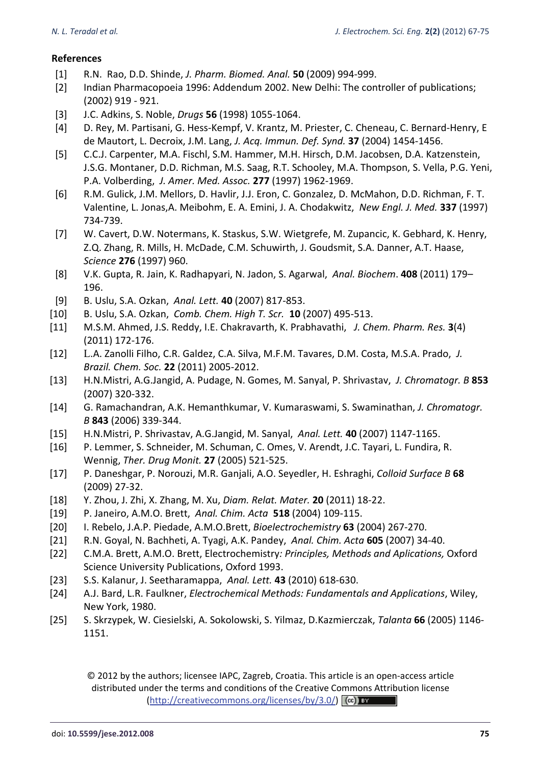## References

[1] R.N. Rao, D.D. Shinde, *J. Pharm. Biomed. Anal.* **50** (2009) 994-999.

[2] Indian Pharmacopoeia 1996: Addendum 2002. New Delhi: The controller of publications; (2002) 919 - 921.

[3] J.C. Adkins, S. Noble, *Drugs* **56** (1998) 1055-1064.

[4] D. Rey, M. Partisani, G. Hess-Kempf, V. Krantz, M. Priester, C. Cheneau, C. Bernard-Henry, E de Mautort, L. Decroix, J.M. Lang, *J. Acq. Immun. Def. Synd.* **37** (2004) 1454-1456.

[5] C.C.J. Carpenter, M.A. Fischl, S.M. Hammer, M.H. Hirsch, D.M. Jacobsen, D.A. Katzenstein, J.S.G. Montaner, D.D. Richman, M.S. Saag, R.T. Schooley, M.A. Thompson, S. Vella, P.G. Yeni, P.A. Volberding, *J. Amer. Med. Assoc.* **277** (1997) 1962-1969.

[6] R.M. Gulick, J.M. Mellors, D. Havlir, J.J. Eron, C. Gonzalez, D. McMahon, D.D. Richman, F. T. Valentine, L. Jonas,A. Meibohm, E. A. Emini, J. A. Chodakwitz, *New Engl. J. Med.* **337** (1997) 734-739.

[7] W. Cavert, D.W. Notermans, K. Staskus, S.W. Wietgrefe, M. Zupancic, K. Gebhard, K. Henry, Z.Q. Zhang, R. Mills, H. McDade, C.M. Schuwirth, J. Goudsmit, S.A. Danner, A.T. Haase, *Science* **276** (1997) 960.

[8] V.K. Gupta, R. Jain, K. Radhapyari, N. Jadon, S. Agarwal, *Anal. Biochem*. **408** (2011) 179–196.

[9] B. Uslu, S.A. Ozkan, *Anal. Lett.* **40** (2007) 817-853.

[10] B. Uslu, S.A. Ozkan, *Comb. Chem. High T. Scr.* **10** (2007) 495-513.

[11] M.S.M. Ahmed, J.S. Reddy, I.E. Chakravarth, K. Prabhavathi, *J. Chem. Pharm. Res.* **3**(4) (2011) 172-176.

[12] L.A. Zanolli Filho, C.R. Galdez, C.A. Silva, M.F.M. Tavares, D.M. Costa, M.S.A. Prado, *J. Brazil. Chem. Soc.* **22** (2011) 2005-2012.

[13] H.N.Mistri, A.G.Jangid, A. Pudage, N. Gomes, M. Sanyal, P. Shrivastav, *J. Chromatogr. B* **853** (2007) 320-332.

[14] G. Ramachandran, A.K. Hemanthkumar, V. Kumaraswami, S. Swaminathan, *J. Chromatogr. B* **843** (2006) 339-344.

[15] H.N.Mistri, P. Shrivastav, A.G.Jangid, M. Sanyal, *Anal. Lett.* **40** (2007) 1147-1165.

[16] P. Lemmer, S. Schneider, M. Schuman, C. Omes, V. Arendt, J.C. Tayari, L. Fundira, R. Wennig, *Ther. Drug Monit.* **27** (2005) 521-525.

[17] P. Daneshgar, P. Norouzi, M.R. Ganjali, A.O. Seyedler, H. Eshraghi, *Colloid Surface B* **68** (2009) 27-32.

[18] Y. Zhou, J. Zhi, X. Zhang, M. Xu, *Diam. Relat. Mater.* **20** (2011) 18-22.

[19] P. Janeiro, A.M.O. Brett, *Anal. Chim. Acta* **518** (2004) 109-115.

[20] I. Rebelo, J.A.P. Piedade, A.M.O.Brett, *Bioelectrochemistry* **63** (2004) 267-270.

[21] R.N. Goyal, N. Bachheti, A. Tyagi, A.K. Pandey, *Anal. Chim. Acta* **605** (2007) 34-40.

[22] C.M.A. Brett, A.M.O. Brett, Electrochemistry*: Principles, Methods and Aplications,* Oxford Science University Publications, Oxford 1993.

[23] S.S. Kalanur, J. Seetharamappa, *Anal. Lett.* **43** (2010) 618-630.

[24] A.J. Bard, L.R. Faulkner, *Electrochemical Methods: Fundamentals and Applications*, Wiley, New York, 1980.

[25] S. Skrzypek, W. Ciesielski, A. Sokolowski, S. Yilmaz, D.Kazmierczak, *Talanta* **66** (2005) 1146-1151.

© 2012 by the authors; licensee IAPC, Zagreb, Croatia. This article is an open-access article distributed under the terms and conditions of the Creative Commons Attribution license (http://creativecommons.org/licenses/by/3.0/)